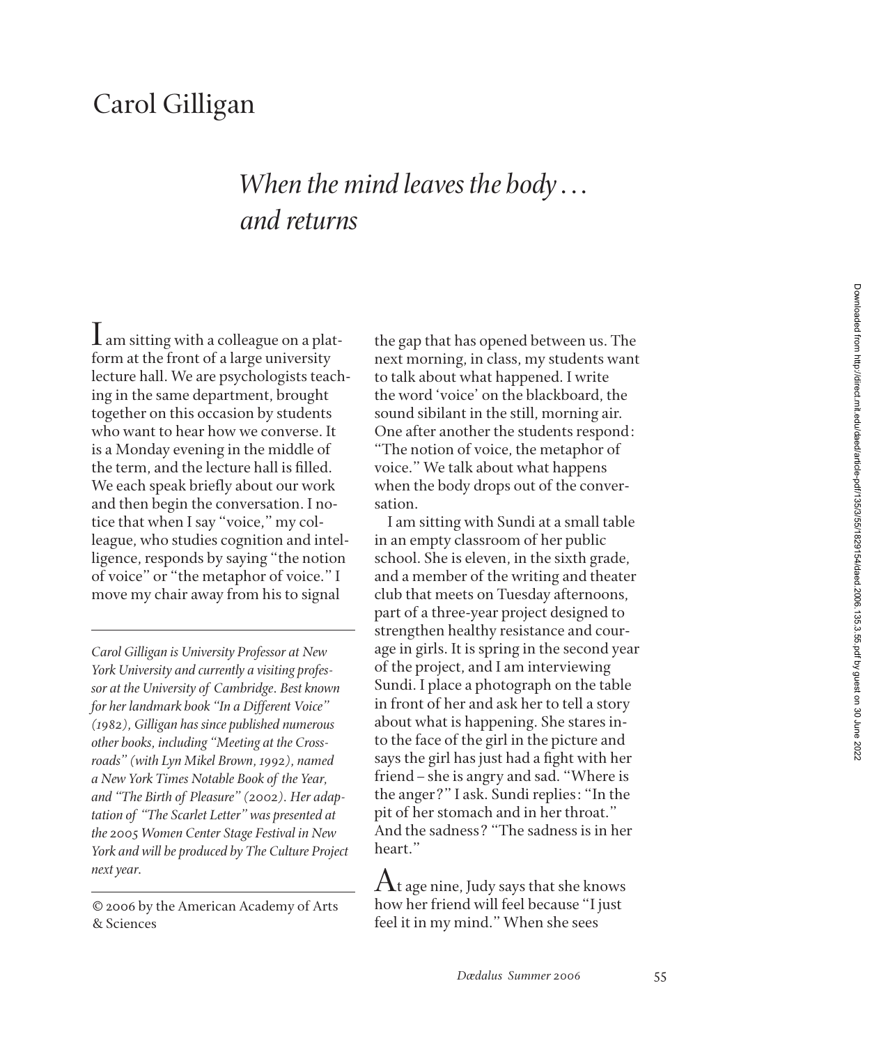# Carol Gilligan

## *When the mind leaves the body . . . and returns*

I am sitting with a colleague on a platform at the front of a large university lecture hall. We are psychologists teaching in the same department, brought together on this occasion by students who want to hear how we converse. It is a Monday evening in the middle of the term, and the lecture hall is filled. We each speak briefly about our work and then begin the conversation. I notice that when I say "voice," my colleague, who studies cognition and intelligence, responds by saying "the notion of voice" or "the metaphor of voice." I move my chair away from his to signal the gap that has opened between us. The next morning, in class, my students want to talk about what happened. I write the word 'voice' on the blackboard, the sound sibilant in the still, morning air. One after another the students respond: "The notion of voice, the metaphor of voice." We talk about what happens when the body drops out of the conversation.

I am sitting with Sundi at a small table in an empty classroom of her public school. She is eleven, in the sixth grade, and a member of the writing and theater club that meets on Tuesday afternoons, part of a three-year project designed to strengthen healthy resistance and courage in girls. It is spring in the second year of the project, and I am interviewing Sundi. I place a photograph on the table in front of her and ask her to tell a story about what is happening. She stares into the face of the girl in the picture and says the girl has just had a fight with her friend – she is angry and sad. "Where is the anger?" I ask. Sundi replies: "In the pit of her stomach and in her throat." And the sadness? "The sadness is in her heart."

At age nine, Judy says that she knows how her friend will feel because "I just feel it in my mind." When she sees

---

*Carol Gilligan is University Professor at New York University and currently a visiting professor at the University of Cambridge. Best known for her landmark book "In a Different Voice" (1982), Gilligan has since published numerous other books, including "Meeting at the Crossroads" (with Lyn Mikel Brown, 1992), named a New York Times Notable Book of the Year, and "The Birth of Pleasure" (2002). Her adaptation of "The Scarlet Letter" was presented at the 2005 Women Center Stage Festival in New York and will be produced by The Culture Project next year.*

© 2006 by the American Academy of Arts & Sciences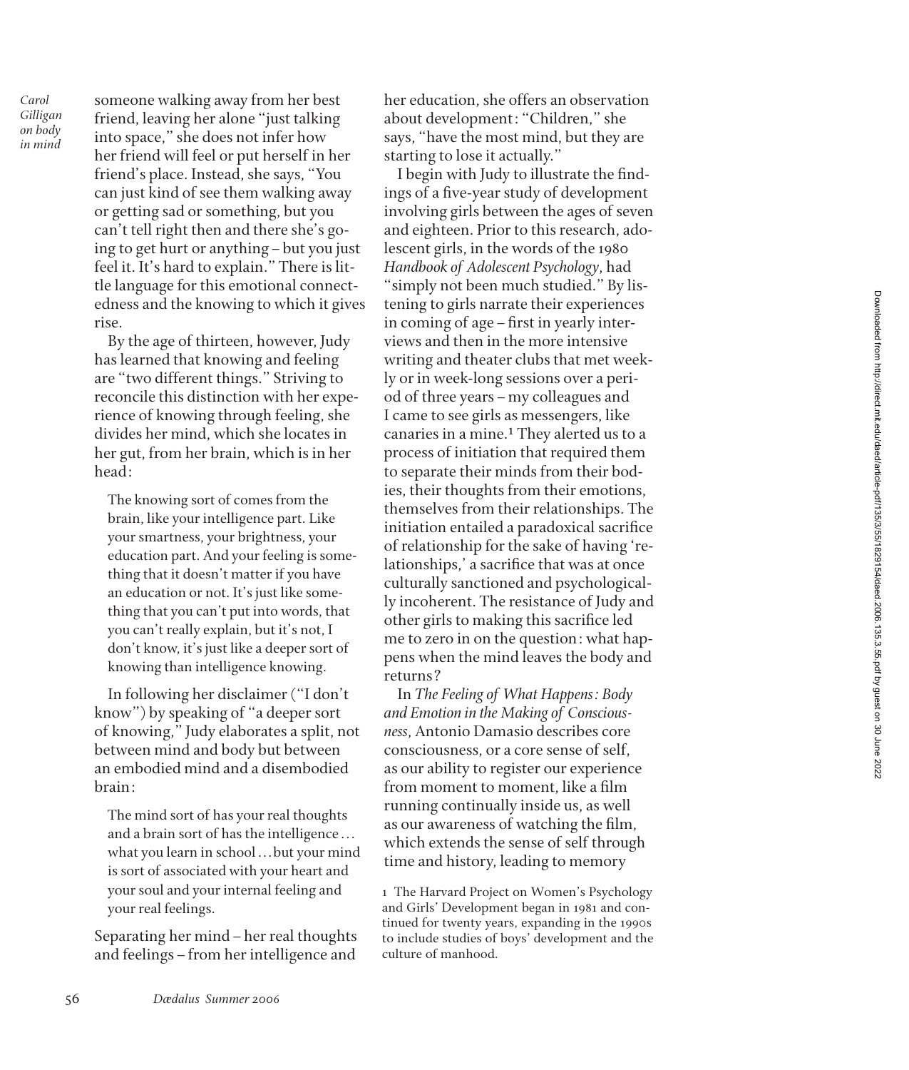someone walking away from her best friend, leaving her alone "just talking into space," she does not infer how her friend will feel or put herself in her friend's place. Instead, she says, "You can just kind of see them walking away or getting sad or something, but you can't tell right then and there she's going to get hurt or anything – but you just feel it. It's hard to explain." There is little language for this emotional connectedness and the knowing to which it gives rise.

By the age of thirteen, however, Judy has learned that knowing and feeling are "two different things." Striving to reconcile this distinction with her experience of knowing through feeling, she divides her mind, which she locates in her gut, from her brain, which is in her head:

> The knowing sort of comes from the brain, like your intelligence part. Like your smartness, your brightness, your education part. And your feeling is something that it doesn't matter if you have an education or not. It's just like something that you can't put into words, that you can't really explain, but it's not, I don't know, it's just like a deeper sort of knowing than intelligence knowing.

In following her disclaimer ("I don't know") by speaking of "a deeper sort of knowing," Judy elaborates a split, not between mind and body but between an embodied mind and a disembodied brain:

> The mind sort of has your real thoughts and a brain sort of has the intelligence ... what you learn in school ... but your mind is sort of associated with your heart and your soul and your internal feeling and your real feelings.

Separating her mind – her real thoughts and feelings – from her intelligence and her education, she offers an observation about development: "Children," she says, "have the most mind, but they are starting to lose it actually."

I begin with Judy to illustrate the findings of a five-year study of development involving girls between the ages of seven and eighteen. Prior to this research, adolescent girls, in the words of the 1980 *Handbook of Adolescent Psychology*, had "simply not been much studied." By listening to girls narrate their experiences in coming of age – first in yearly interviews and then in the more intensive writing and theater clubs that met weekly or in week-long sessions over a period of three years – my colleagues and I came to see girls as messengers, like canaries in a mine.[1] They alerted us to a process of initiation that required them to separate their minds from their bodies, their thoughts from their emotions, themselves from their relationships. The initiation entailed a paradoxical sacrifice of relationship for the sake of having 'relationships,' a sacrifice that was at once culturally sanctioned and psychologically incoherent. The resistance of Judy and other girls to making this sacrifice led me to zero in on the question: what happens when the mind leaves the body and returns?

In *The Feeling of What Happens: Body and Emotion in the Making of Consciousness*, Antonio Damasio describes core consciousness, or a core sense of self, as our ability to register our experience from moment to moment, like a film running continually inside us, as well as our awareness of watching the film, which extends the sense of self through time and history, leading to memory

1 The Harvard Project on Women's Psychology and Girls' Development began in 1981 and continued for twenty years, expanding in the 1990s to include studies of boys' development and the culture of manhood.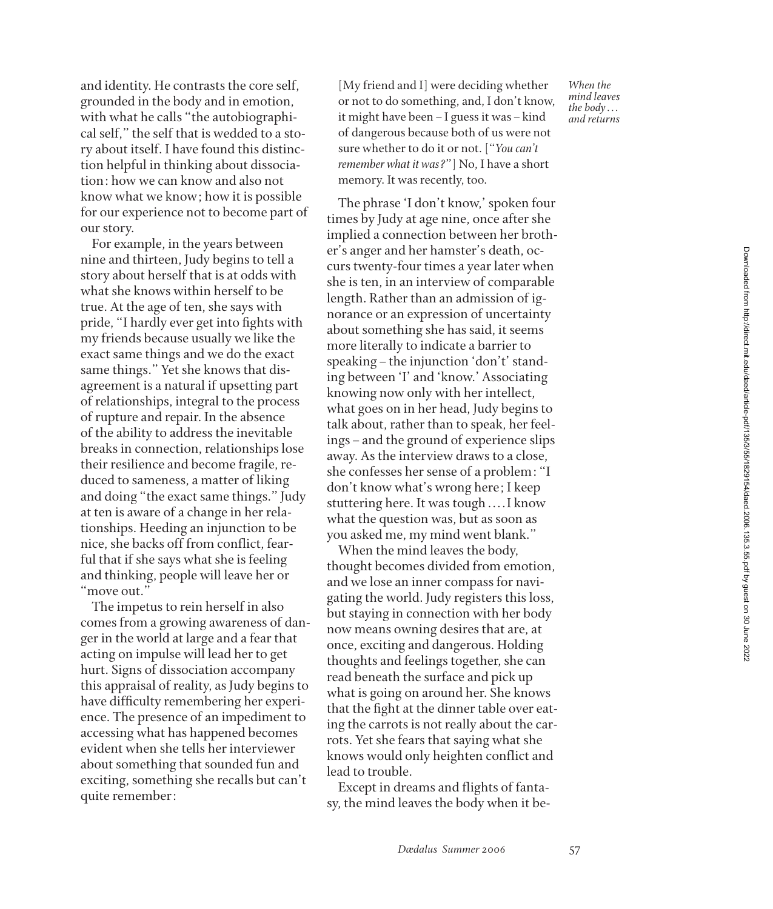and identity. He contrasts the core self, grounded in the body and in emotion, with what he calls "the autobiographical self," the self that is wedded to a story about itself. I have found this distinction helpful in thinking about dissociation: how we can know and also not know what we know; how it is possible for our experience not to become part of our story.

For example, in the years between nine and thirteen, Judy begins to tell a story about herself that is at odds with what she knows within herself to be true. At the age of ten, she says with pride, "I hardly ever get into fights with my friends because usually we like the exact same things and we do the exact same things." Yet she knows that disagreement is a natural if upsetting part of relationships, integral to the process of rupture and repair. In the absence of the ability to address the inevitable breaks in connection, relationships lose their resilience and become fragile, reduced to sameness, a matter of liking and doing "the exact same things." Judy at ten is aware of a change in her relationships. Heeding an injunction to be nice, she backs off from conflict, fearful that if she says what she is feeling and thinking, people will leave her or "move out."

The impetus to rein herself in also comes from a growing awareness of danger in the world at large and a fear that acting on impulse will lead her to get hurt. Signs of dissociation accompany this appraisal of reality, as Judy begins to have difficulty remembering her experience. The presence of an impediment to accessing what has happened becomes evident when she tells her interviewer about something that sounded fun and exciting, something she recalls but can't quite remember:

> [My friend and I] were deciding whether or not to do something, and, I don't know, it might have been – I guess it was – kind of dangerous because both of us were not sure whether to do it or not. ["*You can't remember what it was?*"] No, I have a short memory. It was recently, too.

The phrase 'I don't know,' spoken four times by Judy at age nine, once after she implied a connection between her brother's anger and her hamster's death, occurs twenty-four times a year later when she is ten, in an interview of comparable length. Rather than an admission of ignorance or an expression of uncertainty about something she has said, it seems more literally to indicate a barrier to speaking – the injunction 'don't' standing between 'I' and 'know.' Associating knowing now only with her intellect, what goes on in her head, Judy begins to talk about, rather than to speak, her feelings – and the ground of experience slips away. As the interview draws to a close, she confesses her sense of a problem: "I don't know what's wrong here; I keep stuttering here. It was tough . . . . I know what the question was, but as soon as you asked me, my mind went blank."

When the mind leaves the body, thought becomes divided from emotion, and we lose an inner compass for navigating the world. Judy registers this loss, but staying in connection with her body now means owning desires that are, at once, exciting and dangerous. Holding thoughts and feelings together, she can read beneath the surface and pick up what is going on around her. She knows that the fight at the dinner table over eating the carrots is not really about the carrots. Yet she fears that saying what she knows would only heighten conflict and lead to trouble.

Except in dreams and flights of fantasy, the mind leaves the body when it be-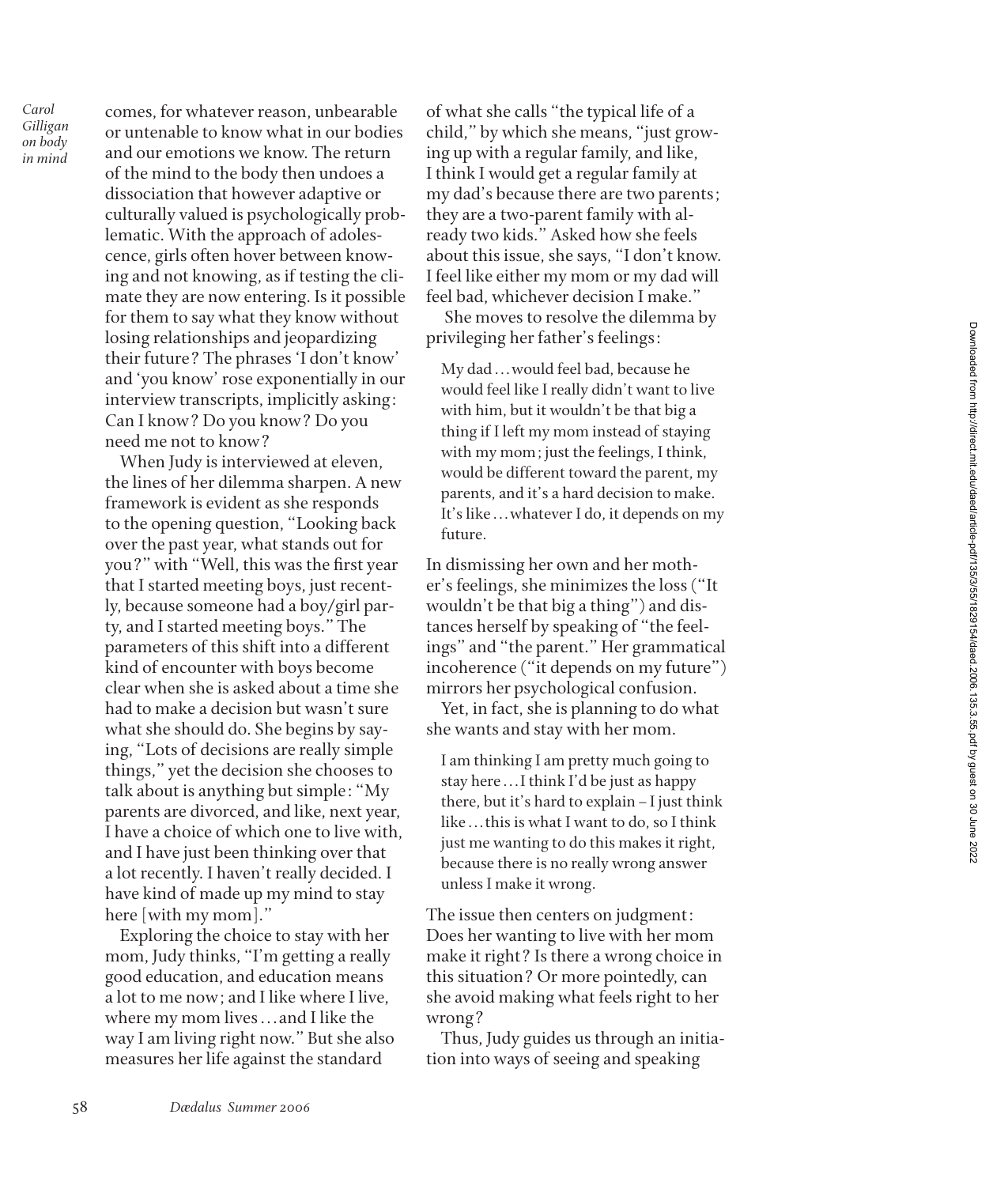comes, for whatever reason, unbearable or untenable to know what in our bodies and our emotions we know. The return of the mind to the body then undoes a dissociation that however adaptive or culturally valued is psychologically problematic. With the approach of adolescence, girls often hover between knowing and not knowing, as if testing the climate they are now entering. Is it possible for them to say what they know without losing relationships and jeopardizing their future? The phrases 'I don't know' and 'you know' rose exponentially in our interview transcripts, implicitly asking: Can I know? Do you know? Do you need me not to know?

When Judy is interviewed at eleven, the lines of her dilemma sharpen. A new framework is evident as she responds to the opening question, "Looking back over the past year, what stands out for you?" with "Well, this was the first year that I started meeting boys, just recently, because someone had a boy/girl party, and I started meeting boys." The parameters of this shift into a different kind of encounter with boys become clear when she is asked about a time she had to make a decision but wasn't sure what she should do. She begins by saying, "Lots of decisions are really simple things," yet the decision she chooses to talk about is anything but simple: "My parents are divorced, and like, next year, I have a choice of which one to live with, and I have just been thinking over that a lot recently. I haven't really decided. I have kind of made up my mind to stay here [with my mom]."

Exploring the choice to stay with her mom, Judy thinks, "I'm getting a really good education, and education means a lot to me now; and I like where I live, where my mom lives…and I like the way I am living right now." But she also measures her life against the standard of what she calls "the typical life of a child," by which she means, "just growing up with a regular family, and like, I think I would get a regular family at my dad's because there are two parents; they are a two-parent family with already two kids." Asked how she feels about this issue, she says, "I don't know. I feel like either my mom or my dad will feel bad, whichever decision I make."

She moves to resolve the dilemma by privileging her father's feelings:

> My dad…would feel bad, because he would feel like I really didn't want to live with him, but it wouldn't be that big a thing if I left my mom instead of staying with my mom; just the feelings, I think, would be different toward the parent, my parents, and it's a hard decision to make. It's like…whatever I do, it depends on my future.

In dismissing her own and her mother's feelings, she minimizes the loss ("It wouldn't be that big a thing") and distances herself by speaking of "the feelings" and "the parent." Her grammatical incoherence ("it depends on my future") mirrors her psychological confusion.

Yet, in fact, she is planning to do what she wants and stay with her mom.

> I am thinking I am pretty much going to stay here…I think I'd be just as happy there, but it's hard to explain – I just think like…this is what I want to do, so I think just me wanting to do this makes it right, because there is no really wrong answer unless I make it wrong.

The issue then centers on judgment: Does her wanting to live with her mom make it right? Is there a wrong choice in this situation? Or more pointedly, can she avoid making what feels right to her wrong?

Thus, Judy guides us through an initiation into ways of seeing and speaking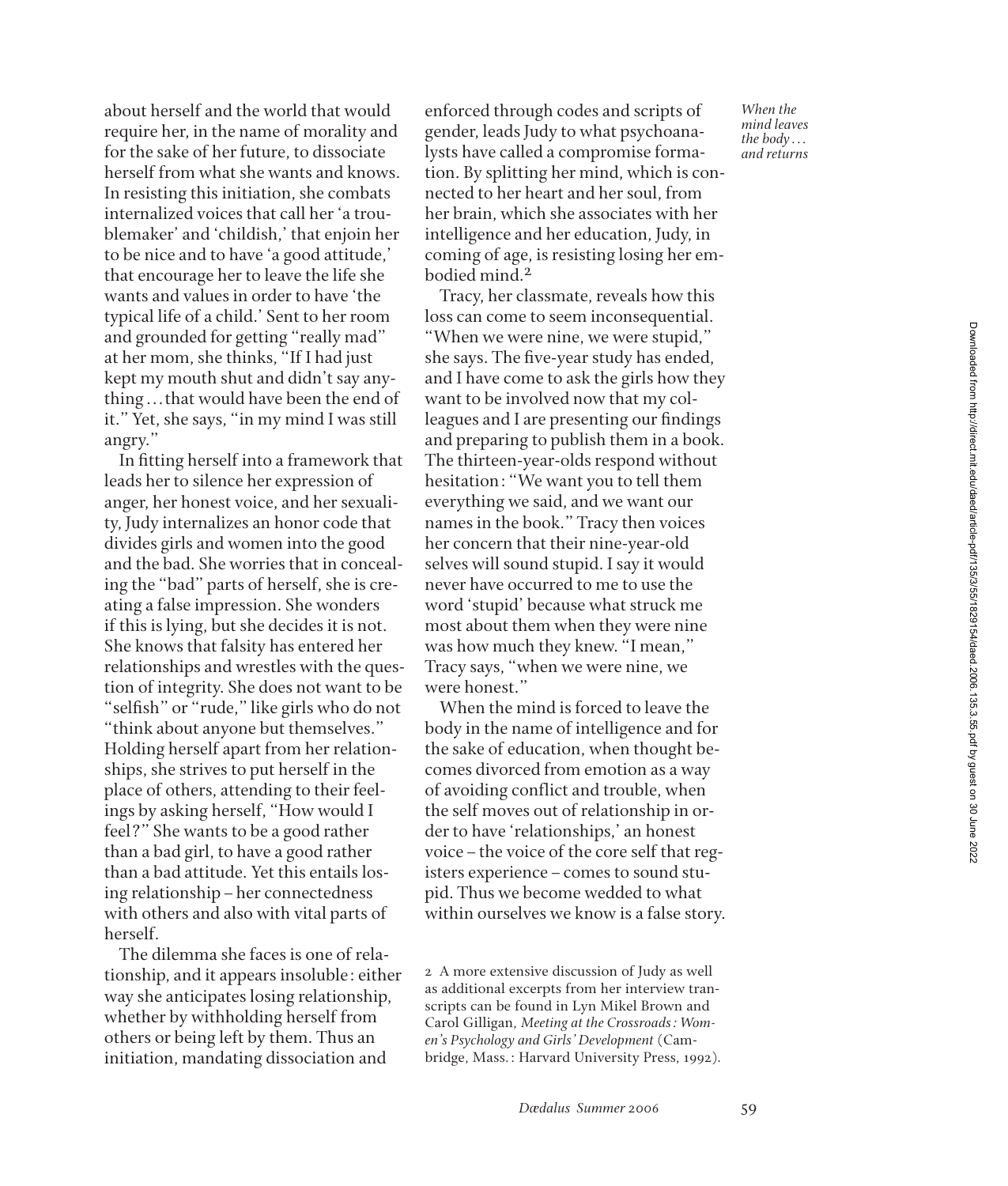about herself and the world that would require her, in the name of morality and for the sake of her future, to dissociate herself from what she wants and knows. In resisting this initiation, she combats internalized voices that call her 'a troublemaker' and 'childish,' that enjoin her to be nice and to have 'a good attitude,' that encourage her to leave the life she wants and values in order to have 'the typical life of a child.' Sent to her room and grounded for getting "really mad" at her mom, she thinks, "If I had just kept my mouth shut and didn't say anything . . . that would have been the end of it." Yet, she says, "in my mind I was still angry."

In fitting herself into a framework that leads her to silence her expression of anger, her honest voice, and her sexuality, Judy internalizes an honor code that divides girls and women into the good and the bad. She worries that in concealing the "bad" parts of herself, she is creating a false impression. She wonders if this is lying, but she decides it is not. She knows that falsity has entered her relationships and wrestles with the question of integrity. She does not want to be "selfish" or "rude," like girls who do not "think about anyone but themselves." Holding herself apart from her relationships, she strives to put herself in the place of others, attending to their feelings by asking herself, "How would I feel?" She wants to be a good rather than a bad girl, to have a good rather than a bad attitude. Yet this entails losing relationship – her connectedness with others and also with vital parts of herself.

The dilemma she faces is one of relationship, and it appears insoluble: either way she anticipates losing relationship, whether by withholding herself from others or being left by them. Thus an initiation, mandating dissociation and enforced through codes and scripts of gender, leads Judy to what psychoanalysts have called a compromise formation. By splitting her mind, which is connected to her heart and her soul, from her brain, which she associates with her intelligence and her education, Judy, in coming of age, is resisting losing her embodied mind.[2]

Tracy, her classmate, reveals how this loss can come to seem inconsequential. "When we were nine, we were stupid," she says. The five-year study has ended, and I have come to ask the girls how they want to be involved now that my colleagues and I are presenting our findings and preparing to publish them in a book. The thirteen-year-olds respond without hesitation: "We want you to tell them everything we said, and we want our names in the book." Tracy then voices her concern that their nine-year-old selves will sound stupid. I say it would never have occurred to me to use the word 'stupid' because what struck me most about them when they were nine was how much they knew. "I mean," Tracy says, "when we were nine, we were honest."

When the mind is forced to leave the body in the name of intelligence and for the sake of education, when thought becomes divorced from emotion as a way of avoiding conflict and trouble, when the self moves out of relationship in order to have 'relationships,' an honest voice – the voice of the core self that registers experience – comes to sound stupid. Thus we become wedded to what within ourselves we know is a false story.

2 A more extensive discussion of Judy as well as additional excerpts from her interview transcripts can be found in Lyn Mikel Brown and Carol Gilligan, *Meeting at the Crossroads: Women's Psychology and Girls' Development* (Cambridge, Mass.: Harvard University Press, 1992).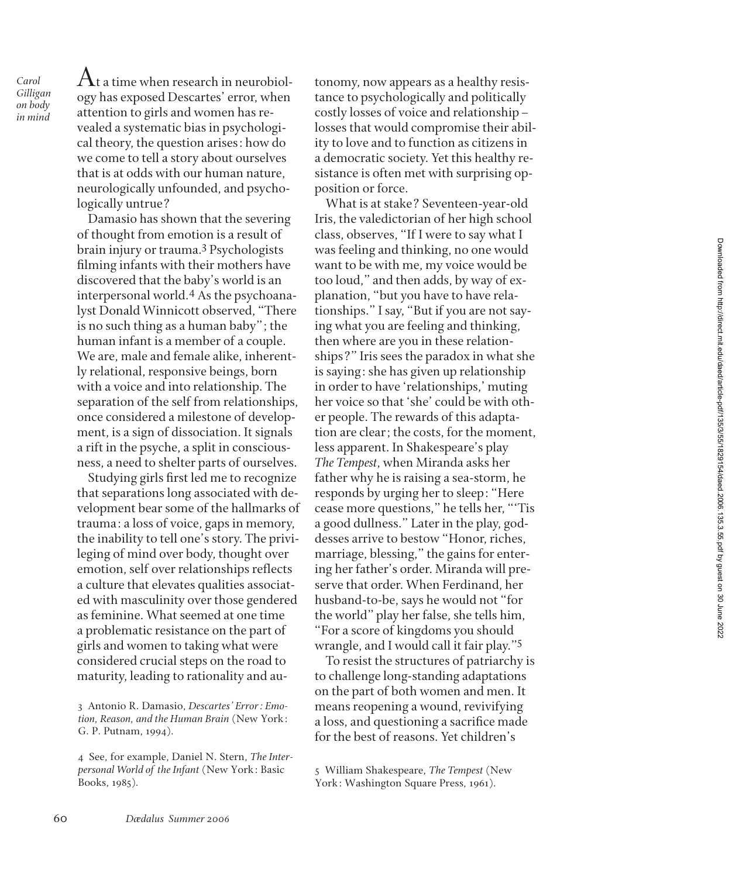At a time when research in neurobiology has exposed Descartes' error, when attention to girls and women has revealed a systematic bias in psychological theory, the question arises: how do we come to tell a story about ourselves that is at odds with our human nature, neurologically unfounded, and psychologically untrue?

Damasio has shown that the severing of thought from emotion is a result of brain injury or trauma.[3] Psychologists filming infants with their mothers have discovered that the baby's world is an interpersonal world.[4] As the psychoanalyst Donald Winnicott observed, "There is no such thing as a human baby"; the human infant is a member of a couple. We are, male and female alike, inherently relational, responsive beings, born with a voice and into relationship. The separation of the self from relationships, once considered a milestone of development, is a sign of dissociation. It signals a rift in the psyche, a split in consciousness, a need to shelter parts of ourselves.

Studying girls first led me to recognize that separations long associated with development bear some of the hallmarks of trauma: a loss of voice, gaps in memory, the inability to tell one's story. The privileging of mind over body, thought over emotion, self over relationships reflects a culture that elevates qualities associated with masculinity over those gendered as feminine. What seemed at one time a problematic resistance on the part of girls and women to taking what were considered crucial steps on the road to maturity, leading to rationality and autonomy, now appears as a healthy resistance to psychologically and politically costly losses of voice and relationship – losses that would compromise their ability to love and to function as citizens in a democratic society. Yet this healthy resistance is often met with surprising opposition or force.

What is at stake? Seventeen-year-old Iris, the valedictorian of her high school class, observes, "If I were to say what I was feeling and thinking, no one would want to be with me, my voice would be too loud," and then adds, by way of explanation, "but you have to have relationships." I say, "But if you are not saying what you are feeling and thinking, then where are you in these relationships?" Iris sees the paradox in what she is saying: she has given up relationship in order to have 'relationships,' muting her voice so that 'she' could be with other people. The rewards of this adaptation are clear; the costs, for the moment, less apparent. In Shakespeare's play *The Tempest*, when Miranda asks her father why he is raising a sea-storm, he responds by urging her to sleep: "Here cease more questions," he tells her, "'Tis a good dullness." Later in the play, goddesses arrive to bestow "Honor, riches, marriage, blessing," the gains for entering her father's order. Miranda will preserve that order. When Ferdinand, her husband-to-be, says he would not "for the world" play her false, she tells him, "For a score of kingdoms you should wrangle, and I would call it fair play."[5]

To resist the structures of patriarchy is to challenge long-standing adaptations on the part of both women and men. It means reopening a wound, revivifying a loss, and questioning a sacrifice made for the best of reasons. Yet children's

3 Antonio R. Damasio, *Descartes' Error: Emotion, Reason, and the Human Brain* (New York: G. P. Putnam, 1994).

4 See, for example, Daniel N. Stern, *The Interpersonal World of the Infant* (New York: Basic Books, 1985).

5 William Shakespeare, *The Tempest* (New York: Washington Square Press, 1961).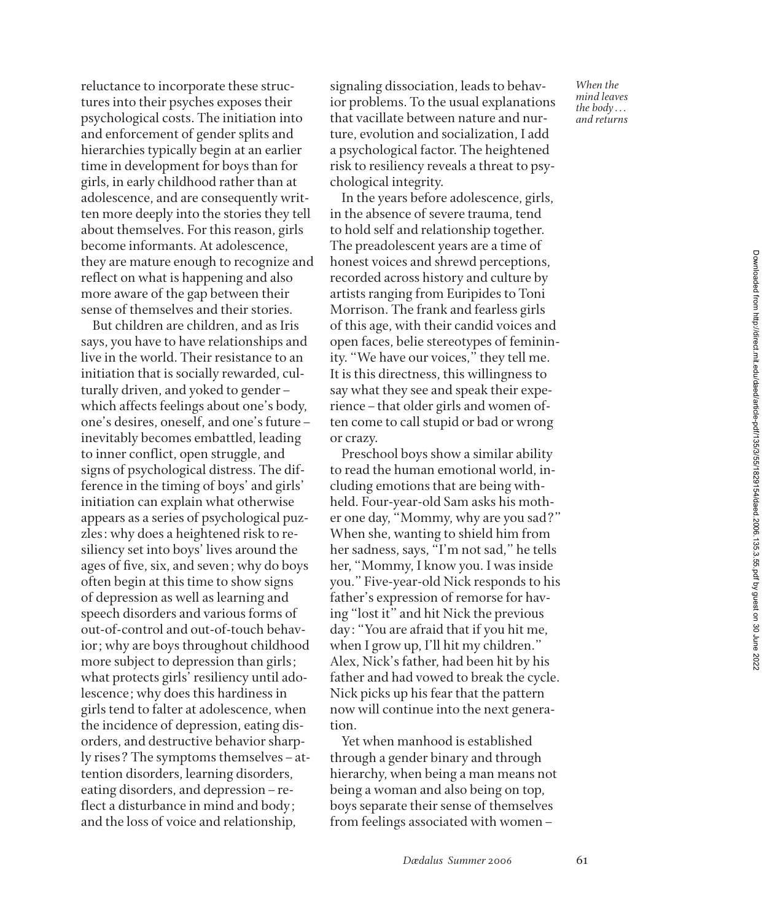reluctance to incorporate these structures into their psyches exposes their psychological costs. The initiation into and enforcement of gender splits and hierarchies typically begin at an earlier time in development for boys than for girls, in early childhood rather than at adolescence, and are consequently written more deeply into the stories they tell about themselves. For this reason, girls become informants. At adolescence, they are mature enough to recognize and reflect on what is happening and also more aware of the gap between their sense of themselves and their stories.

But children are children, and as Iris says, you have to have relationships and live in the world. Their resistance to an initiation that is socially rewarded, culturally driven, and yoked to gender – which affects feelings about one's body, one's desires, oneself, and one's future – inevitably becomes embattled, leading to inner conflict, open struggle, and signs of psychological distress. The difference in the timing of boys' and girls' initiation can explain what otherwise appears as a series of psychological puzzles: why does a heightened risk to resiliency set into boys' lives around the ages of five, six, and seven; why do boys often begin at this time to show signs of depression as well as learning and speech disorders and various forms of out-of-control and out-of-touch behavior; why are boys throughout childhood more subject to depression than girls; what protects girls' resiliency until adolescence; why does this hardiness in girls tend to falter at adolescence, when the incidence of depression, eating disorders, and destructive behavior sharply rises? The symptoms themselves – attention disorders, learning disorders, eating disorders, and depression – reflect a disturbance in mind and body; and the loss of voice and relationship, signaling dissociation, leads to behavior problems. To the usual explanations that vacillate between nature and nurture, evolution and socialization, I add a psychological factor. The heightened risk to resiliency reveals a threat to psychological integrity.

In the years before adolescence, girls, in the absence of severe trauma, tend to hold self and relationship together. The preadolescent years are a time of honest voices and shrewd perceptions, recorded across history and culture by artists ranging from Euripides to Toni Morrison. The frank and fearless girls of this age, with their candid voices and open faces, belie stereotypes of femininity. "We have our voices," they tell me. It is this directness, this willingness to say what they see and speak their experience – that older girls and women often come to call stupid or bad or wrong or crazy.

Preschool boys show a similar ability to read the human emotional world, including emotions that are being withheld. Four-year-old Sam asks his mother one day, "Mommy, why are you sad?" When she, wanting to shield him from her sadness, says, "I'm not sad," he tells her, "Mommy, I know you. I was inside you." Five-year-old Nick responds to his father's expression of remorse for having "lost it" and hit Nick the previous day: "You are afraid that if you hit me, when I grow up, I'll hit my children." Alex, Nick's father, had been hit by his father and had vowed to break the cycle. Nick picks up his fear that the pattern now will continue into the next generation.

Yet when manhood is established through a gender binary and through hierarchy, when being a man means not being a woman and also being on top, boys separate their sense of themselves from feelings associated with women –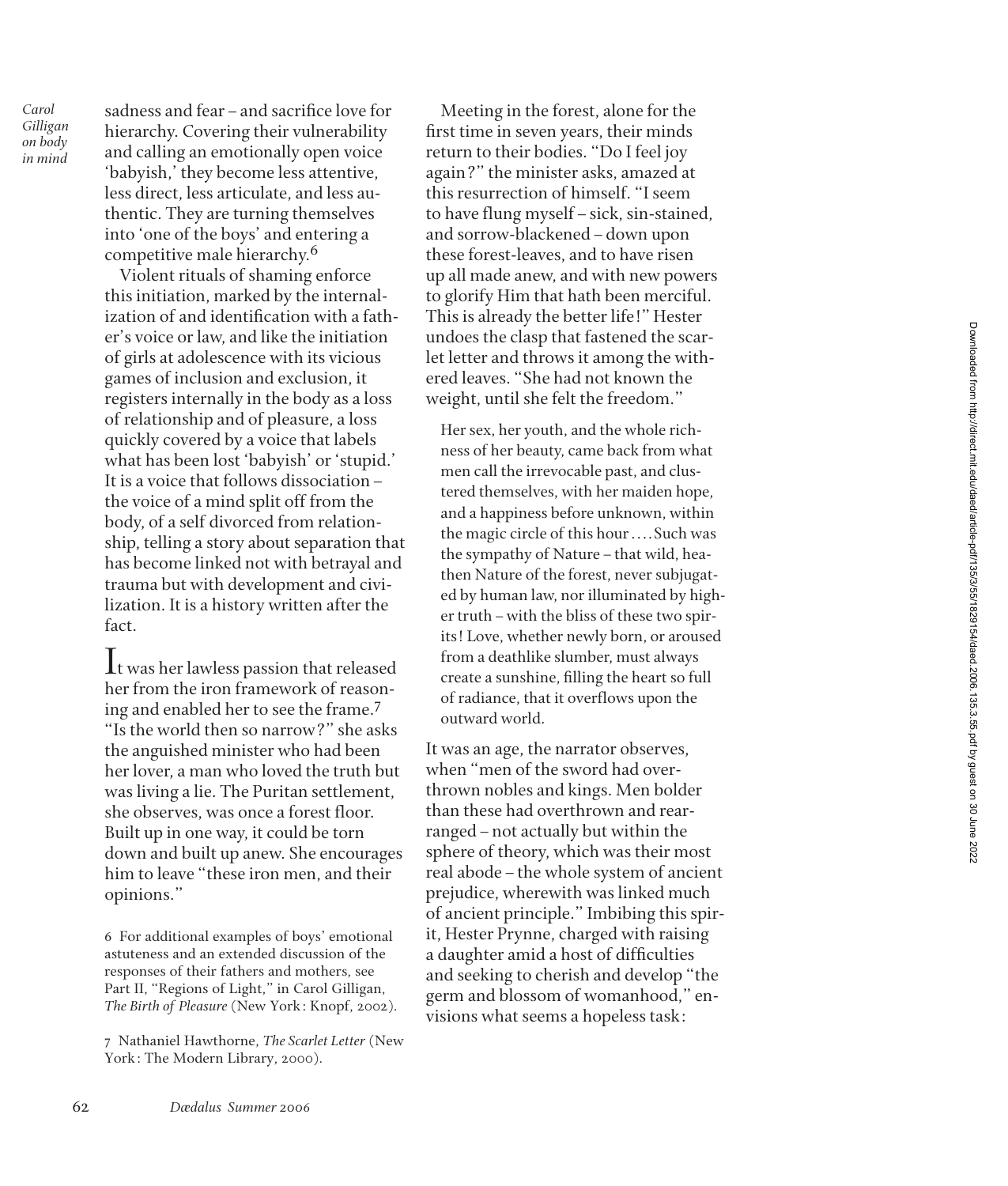sadness and fear – and sacrifice love for hierarchy. Covering their vulnerability and calling an emotionally open voice 'babyish,' they become less attentive, less direct, less articulate, and less authentic. They are turning themselves into 'one of the boys' and entering a competitive male hierarchy.[6]

Violent rituals of shaming enforce this initiation, marked by the internalization of and identification with a father's voice or law, and like the initiation of girls at adolescence with its vicious games of inclusion and exclusion, it registers internally in the body as a loss of relationship and of pleasure, a loss quickly covered by a voice that labels what has been lost 'babyish' or 'stupid.' It is a voice that follows dissociation – the voice of a mind split off from the body, of a self divorced from relationship, telling a story about separation that has become linked not with betrayal and trauma but with development and civilization. It is a history written after the fact.

It was her lawless passion that released her from the iron framework of reasoning and enabled her to see the frame.[7] "Is the world then so narrow?" she asks the anguished minister who had been her lover, a man who loved the truth but was living a lie. The Puritan settlement, she observes, was once a forest floor. Built up in one way, it could be torn down and built up anew. She encourages him to leave "these iron men, and their opinions."

Meeting in the forest, alone for the first time in seven years, their minds return to their bodies. "Do I feel joy again?" the minister asks, amazed at this resurrection of himself. "I seem to have flung myself – sick, sin-stained, and sorrow-blackened – down upon these forest-leaves, and to have risen up all made anew, and with new powers to glorify Him that hath been merciful. This is already the better life!" Hester undoes the clasp that fastened the scarlet letter and throws it among the withered leaves. "She had not known the weight, until she felt the freedom."

> Her sex, her youth, and the whole richness of her beauty, came back from what men call the irrevocable past, and clustered themselves, with her maiden hope, and a happiness before unknown, within the magic circle of this hour....Such was the sympathy of Nature – that wild, heathen Nature of the forest, never subjugated by human law, nor illuminated by higher truth – with the bliss of these two spirits! Love, whether newly born, or aroused from a deathlike slumber, must always create a sunshine, filling the heart so full of radiance, that it overflows upon the outward world.

It was an age, the narrator observes, when "men of the sword had overthrown nobles and kings. Men bolder than these had overthrown and rearranged – not actually but within the sphere of theory, which was their most real abode – the whole system of ancient prejudice, wherewith was linked much of ancient principle." Imbibing this spirit, Hester Prynne, charged with raising a daughter amid a host of difficulties and seeking to cherish and develop "the germ and blossom of womanhood," envisions what seems a hopeless task:

6 For additional examples of boys' emotional astuteness and an extended discussion of the responses of their fathers and mothers, see Part II, "Regions of Light," in Carol Gilligan, *The Birth of Pleasure* (New York: Knopf, 2002).

7 Nathaniel Hawthorne, *The Scarlet Letter* (New York: The Modern Library, 2000).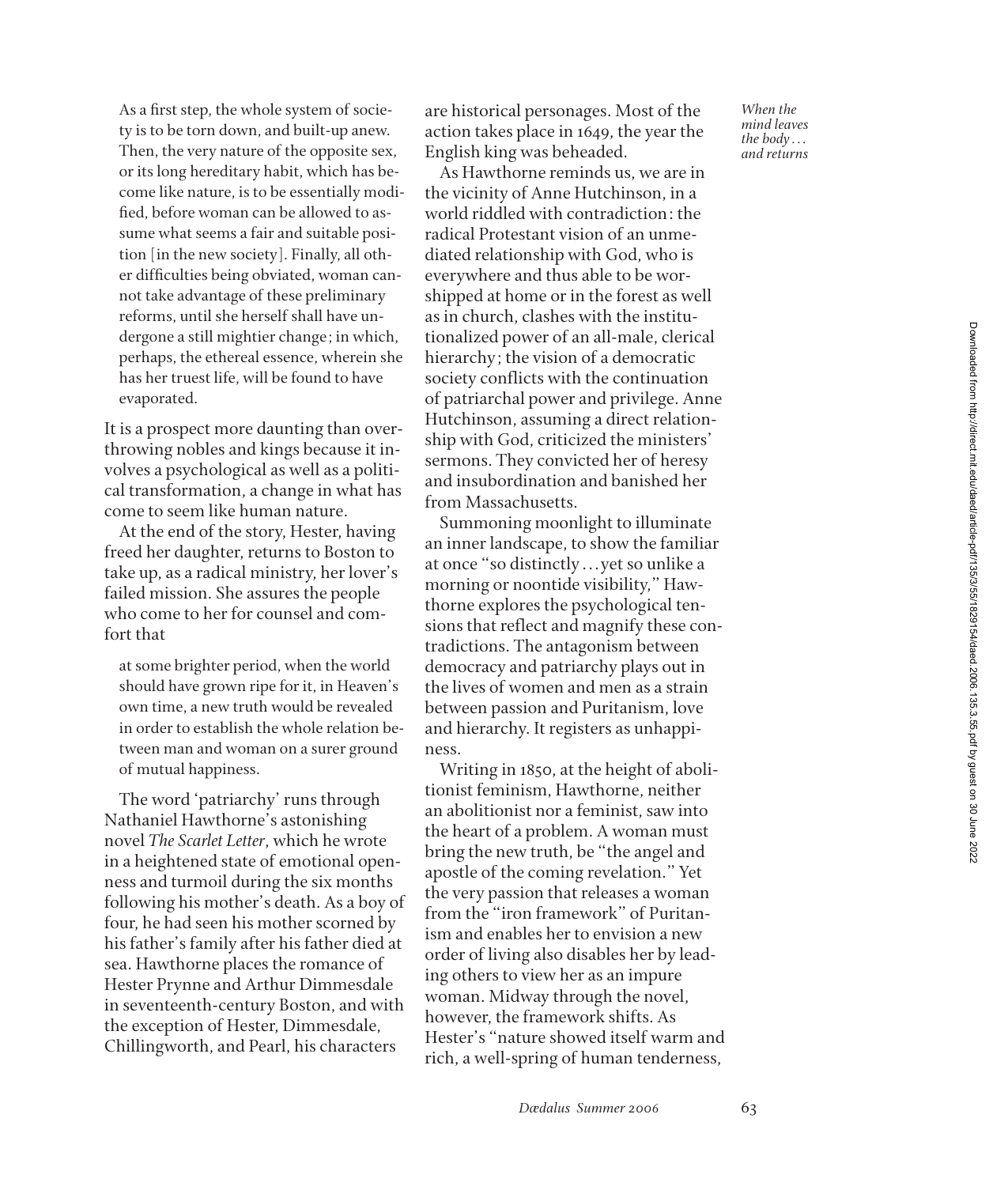As a first step, the whole system of society is to be torn down, and built-up anew. Then, the very nature of the opposite sex, or its long hereditary habit, which has become like nature, is to be essentially modified, before woman can be allowed to assume what seems a fair and suitable position [in the new society]. Finally, all other difficulties being obviated, woman cannot take advantage of these preliminary reforms, until she herself shall have undergone a still mightier change; in which, perhaps, the ethereal essence, wherein she has her truest life, will be found to have evaporated.

It is a prospect more daunting than overthrowing nobles and kings because it involves a psychological as well as a political transformation, a change in what has come to seem like human nature.

At the end of the story, Hester, having freed her daughter, returns to Boston to take up, as a radical ministry, her lover's failed mission. She assures the people who come to her for counsel and comfort that

> at some brighter period, when the world should have grown ripe for it, in Heaven's own time, a new truth would be revealed in order to establish the whole relation between man and woman on a surer ground of mutual happiness.

The word 'patriarchy' runs through Nathaniel Hawthorne's astonishing novel *The Scarlet Letter*, which he wrote in a heightened state of emotional openness and turmoil during the six months following his mother's death. As a boy of four, he had seen his mother scorned by his father's family after his father died at sea. Hawthorne places the romance of Hester Prynne and Arthur Dimmesdale in seventeenth-century Boston, and with the exception of Hester, Dimmesdale, Chillingworth, and Pearl, his characters are historical personages. Most of the action takes place in 1649, the year the English king was beheaded.

As Hawthorne reminds us, we are in the vicinity of Anne Hutchinson, in a world riddled with contradiction: the radical Protestant vision of an unmediated relationship with God, who is everywhere and thus able to be worshipped at home or in the forest as well as in church, clashes with the institutionalized power of an all-male, clerical hierarchy; the vision of a democratic society conflicts with the continuation of patriarchal power and privilege. Anne Hutchinson, assuming a direct relationship with God, criticized the ministers' sermons. They convicted her of heresy and insubordination and banished her from Massachusetts.

Summoning moonlight to illuminate an inner landscape, to show the familiar at once "so distinctly . . . yet so unlike a morning or noontide visibility," Hawthorne explores the psychological tensions that reflect and magnify these contradictions. The antagonism between democracy and patriarchy plays out in the lives of women and men as a strain between passion and Puritanism, love and hierarchy. It registers as unhappiness.

Writing in 1850, at the height of abolitionist feminism, Hawthorne, neither an abolitionist nor a feminist, saw into the heart of a problem. A woman must bring the new truth, be "the angel and apostle of the coming revelation." Yet the very passion that releases a woman from the "iron framework" of Puritanism and enables her to envision a new order of living also disables her by leading others to view her as an impure woman. Midway through the novel, however, the framework shifts. As Hester's "nature showed itself warm and rich, a well-spring of human tenderness,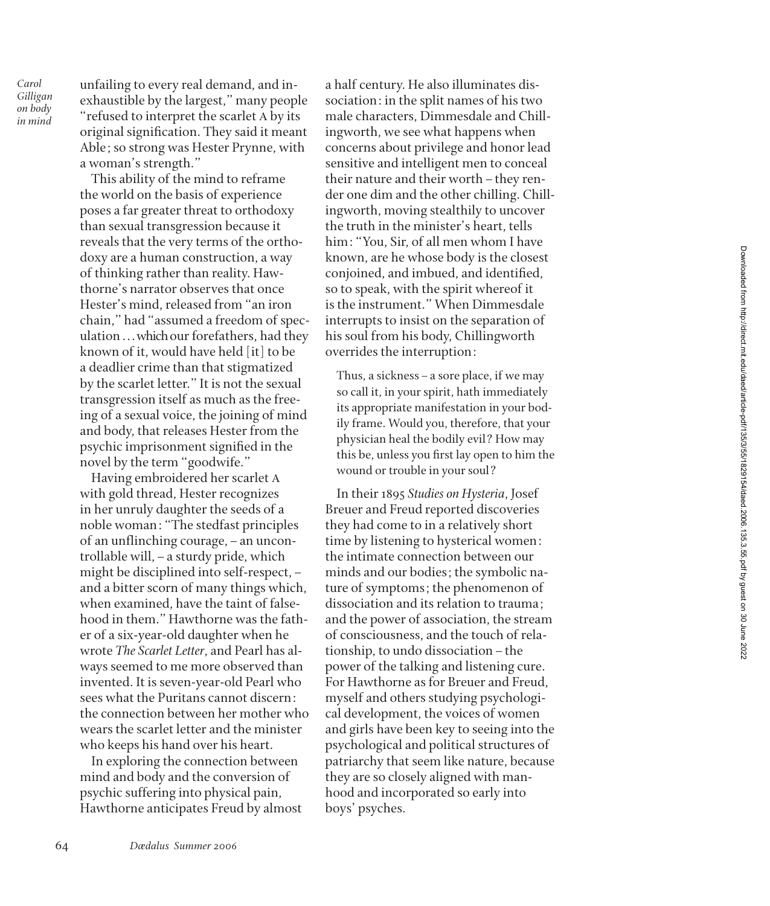unfailing to every real demand, and inexhaustible by the largest," many people "refused to interpret the scarlet A by its original signification. They said it meant Able; so strong was Hester Prynne, with a woman's strength."

This ability of the mind to reframe the world on the basis of experience poses a far greater threat to orthodoxy than sexual transgression because it reveals that the very terms of the orthodoxy are a human construction, a way of thinking rather than reality. Hawthorne's narrator observes that once Hester's mind, released from "an iron chain," had "assumed a freedom of speculation . . . which our forefathers, had they known of it, would have held [it] to be a deadlier crime than that stigmatized by the scarlet letter." It is not the sexual transgression itself as much as the freeing of a sexual voice, the joining of mind and body, that releases Hester from the psychic imprisonment signified in the novel by the term "goodwife."

Having embroidered her scarlet A with gold thread, Hester recognizes in her unruly daughter the seeds of a noble woman: "The stedfast principles of an unflinching courage, – an uncontrollable will, – a sturdy pride, which might be disciplined into self-respect, – and a bitter scorn of many things which, when examined, have the taint of falsehood in them." Hawthorne was the father of a six-year-old daughter when he wrote *The Scarlet Letter*, and Pearl has always seemed to me more observed than invented. It is seven-year-old Pearl who sees what the Puritans cannot discern: the connection between her mother who wears the scarlet letter and the minister who keeps his hand over his heart.

In exploring the connection between mind and body and the conversion of psychic suffering into physical pain, Hawthorne anticipates Freud by almost a half century. He also illuminates dissociation: in the split names of his two male characters, Dimmesdale and Chillingworth, we see what happens when concerns about privilege and honor lead sensitive and intelligent men to conceal their nature and their worth – they render one dim and the other chilling. Chillingworth, moving stealthily to uncover the truth in the minister's heart, tells him: "You, Sir, of all men whom I have known, are he whose body is the closest conjoined, and imbued, and identified, so to speak, with the spirit whereof it is the instrument." When Dimmesdale interrupts to insist on the separation of his soul from his body, Chillingworth overrides the interruption:

> Thus, a sickness – a sore place, if we may so call it, in your spirit, hath immediately its appropriate manifestation in your bodily frame. Would you, therefore, that your physician heal the bodily evil? How may this be, unless you first lay open to him the wound or trouble in your soul?

In their 1895 *Studies on Hysteria*, Josef Breuer and Freud reported discoveries they had come to in a relatively short time by listening to hysterical women: the intimate connection between our minds and our bodies; the symbolic nature of symptoms; the phenomenon of dissociation and its relation to trauma; and the power of association, the stream of consciousness, and the touch of relationship, to undo dissociation – the power of the talking and listening cure. For Hawthorne as for Breuer and Freud, myself and others studying psychological development, the voices of women and girls have been key to seeing into the psychological and political structures of patriarchy that seem like nature, because they are so closely aligned with manhood and incorporated so early into boys' psyches.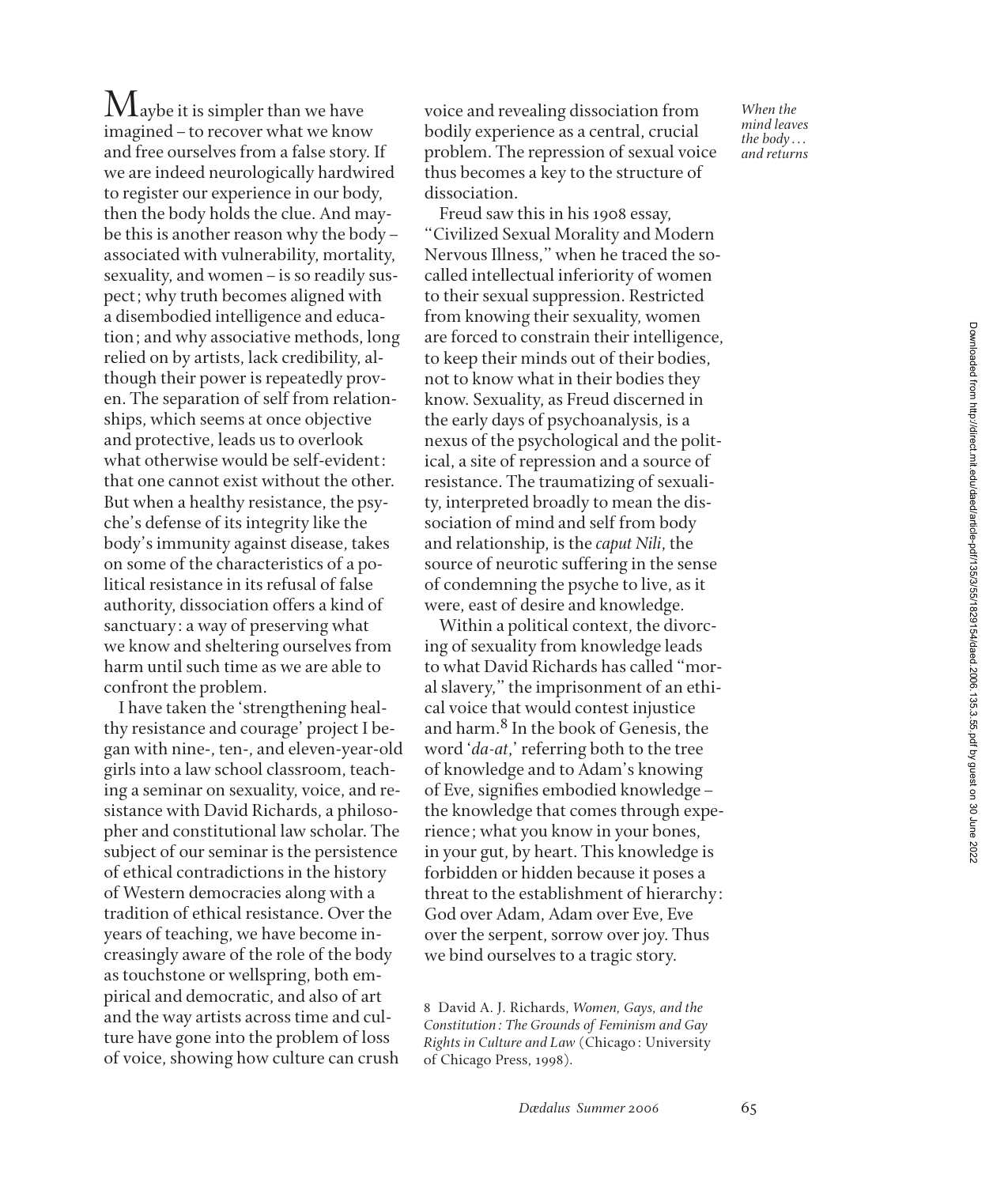Maybe it is simpler than we have imagined – to recover what we know and free ourselves from a false story. If we are indeed neurologically hardwired to register our experience in our body, then the body holds the clue. And maybe this is another reason why the body – associated with vulnerability, mortality, sexuality, and women – is so readily suspect; why truth becomes aligned with a disembodied intelligence and education; and why associative methods, long relied on by artists, lack credibility, although their power is repeatedly proven. The separation of self from relationships, which seems at once objective and protective, leads us to overlook what otherwise would be self-evident: that one cannot exist without the other. But when a healthy resistance, the psyche's defense of its integrity like the body's immunity against disease, takes on some of the characteristics of a political resistance in its refusal of false authority, dissociation offers a kind of sanctuary: a way of preserving what we know and sheltering ourselves from harm until such time as we are able to confront the problem.

I have taken the 'strengthening healthy resistance and courage' project I began with nine-, ten-, and eleven-year-old girls into a law school classroom, teaching a seminar on sexuality, voice, and resistance with David Richards, a philosopher and constitutional law scholar. The subject of our seminar is the persistence of ethical contradictions in the history of Western democracies along with a tradition of ethical resistance. Over the years of teaching, we have become increasingly aware of the role of the body as touchstone or wellspring, both empirical and democratic, and also of art and the way artists across time and culture have gone into the problem of loss of voice, showing how culture can crush voice and revealing dissociation from bodily experience as a central, crucial problem. The repression of sexual voice thus becomes a key to the structure of dissociation.

Freud saw this in his 1908 essay, "Civilized Sexual Morality and Modern Nervous Illness," when he traced the so-called intellectual inferiority of women to their sexual suppression. Restricted from knowing their sexuality, women are forced to constrain their intelligence, to keep their minds out of their bodies, not to know what in their bodies they know. Sexuality, as Freud discerned in the early days of psychoanalysis, is a nexus of the psychological and the political, a site of repression and a source of resistance. The traumatizing of sexuality, interpreted broadly to mean the dissociation of mind and self from body and relationship, is the *caput Nili*, the source of neurotic suffering in the sense of condemning the psyche to live, as it were, east of desire and knowledge.

Within a political context, the divorcing of sexuality from knowledge leads to what David Richards has called "moral slavery," the imprisonment of an ethical voice that would contest injustice and harm.[8] In the book of Genesis, the word '*da-at*,' referring both to the tree of knowledge and to Adam's knowing of Eve, signifies embodied knowledge – the knowledge that comes through experience; what you know in your bones, in your gut, by heart. This knowledge is forbidden or hidden because it poses a threat to the establishment of hierarchy: God over Adam, Adam over Eve, Eve over the serpent, sorrow over joy. Thus we bind ourselves to a tragic story.

8 David A. J. Richards, *Women, Gays, and the Constitution: The Grounds of Feminism and Gay Rights in Culture and Law* (Chicago: University of Chicago Press, 1998).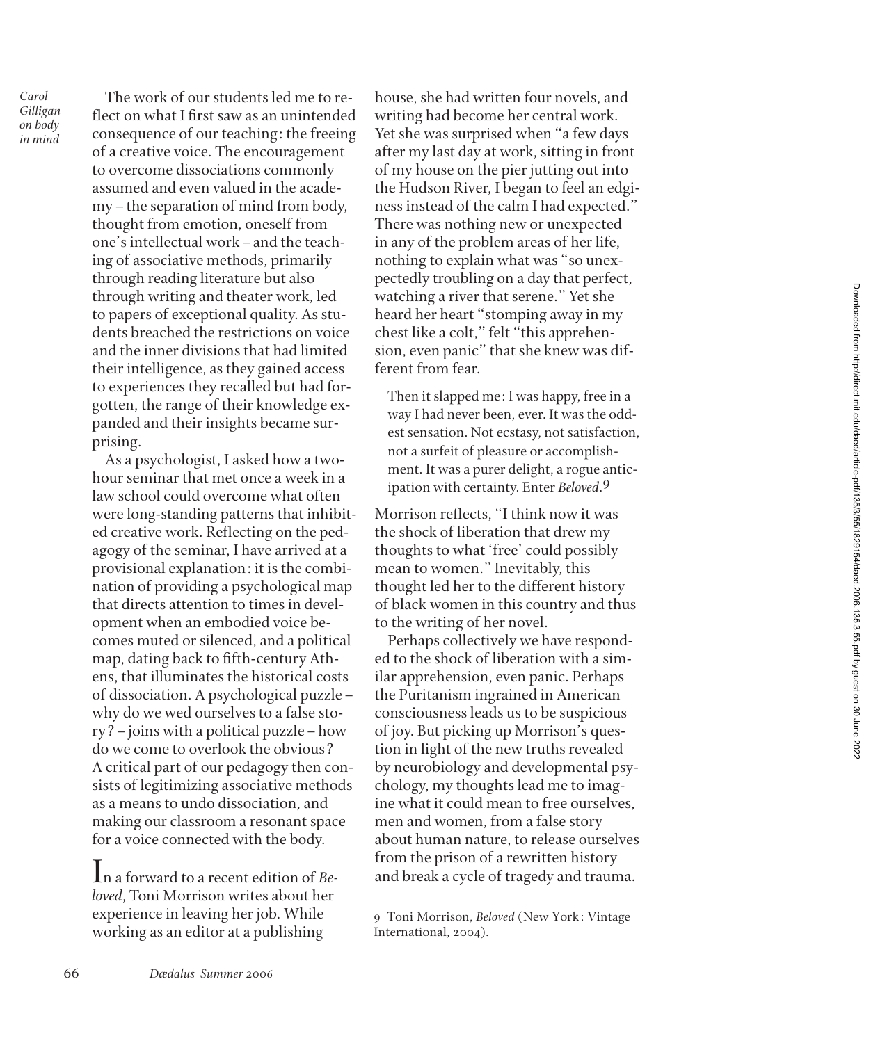The work of our students led me to reflect on what I first saw as an unintended consequence of our teaching: the freeing of a creative voice. The encouragement to overcome dissociations commonly assumed and even valued in the academy – the separation of mind from body, thought from emotion, oneself from one's intellectual work – and the teaching of associative methods, primarily through reading literature but also through writing and theater work, led to papers of exceptional quality. As students breached the restrictions on voice and the inner divisions that had limited their intelligence, as they gained access to experiences they recalled but had forgotten, the range of their knowledge expanded and their insights became surprising.

As a psychologist, I asked how a two-hour seminar that met once a week in a law school could overcome what often were long-standing patterns that inhibited creative work. Reflecting on the pedagogy of the seminar, I have arrived at a provisional explanation: it is the combination of providing a psychological map that directs attention to times in development when an embodied voice becomes muted or silenced, and a political map, dating back to fifth-century Athens, that illuminates the historical costs of dissociation. A psychological puzzle – why do we wed ourselves to a false story? – joins with a political puzzle – how do we come to overlook the obvious? A critical part of our pedagogy then consists of legitimizing associative methods as a means to undo dissociation, and making our classroom a resonant space for a voice connected with the body.

In a forward to a recent edition of *Beloved*, Toni Morrison writes about her experience in leaving her job. While working as an editor at a publishing house, she had written four novels, and writing had become her central work. Yet she was surprised when "a few days after my last day at work, sitting in front of my house on the pier jutting out into the Hudson River, I began to feel an edginess instead of the calm I had expected." There was nothing new or unexpected in any of the problem areas of her life, nothing to explain what was "so unexpectedly troubling on a day that perfect, watching a river that serene." Yet she heard her heart "stomping away in my chest like a colt," felt "this apprehension, even panic" that she knew was different from fear.

> Then it slapped me: I was happy, free in a way I had never been, ever. It was the oddest sensation. Not ecstasy, not satisfaction, not a surfeit of pleasure or accomplishment. It was a purer delight, a rogue anticipation with certainty. Enter *Beloved*.[9]

Morrison reflects, "I think now it was the shock of liberation that drew my thoughts to what 'free' could possibly mean to women." Inevitably, this thought led her to the different history of black women in this country and thus to the writing of her novel.

Perhaps collectively we have responded to the shock of liberation with a similar apprehension, even panic. Perhaps the Puritanism ingrained in American consciousness leads us to be suspicious of joy. But picking up Morrison's question in light of the new truths revealed by neurobiology and developmental psychology, my thoughts lead me to imagine what it could mean to free ourselves, men and women, from a false story about human nature, to release ourselves from the prison of a rewritten history and break a cycle of tragedy and trauma.

9 Toni Morrison, *Beloved* (New York: Vintage International, 2004).